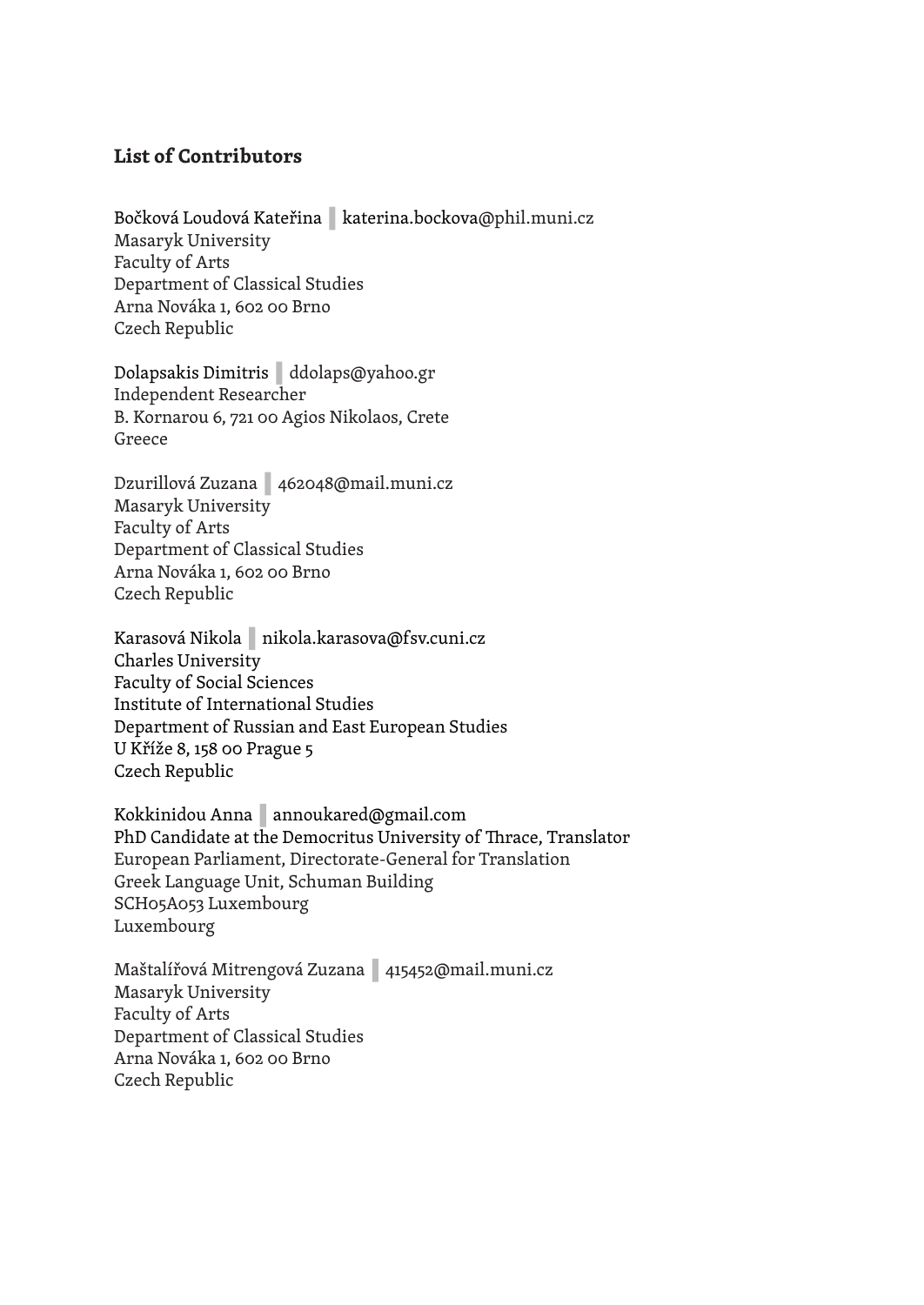## List of Contributors

Bočková Loudová Kateřina | katerina.bockova@phil.muni.cz
Masaryk University
Faculty of Arts
Department of Classical Studies
Arna Nováka 1, 602 00 Brno
Czech Republic

Dolapsakis Dimitris | ddolaps@yahoo.gr
Independent Researcher
B. Kornarou 6, 721 00 Agios Nikolaos, Crete
Greece

Dzurillová Zuzana | 462048@mail.muni.cz
Masaryk University
Faculty of Arts
Department of Classical Studies
Arna Nováka 1, 602 00 Brno
Czech Republic

Karasová Nikola | nikola.karasova@fsv.cuni.cz
Charles University
Faculty of Social Sciences
Institute of International Studies
Department of Russian and East European Studies
U Kříže 8, 158 00 Prague 5
Czech Republic

Kokkinidou Anna | annoukared@gmail.com
PhD Candidate at the Democritus University of Thrace, Translator
European Parliament, Directorate-General for Translation
Greek Language Unit, Schuman Building
SCH05A053 Luxembourg
Luxembourg

Maštalířová Mitrengová Zuzana | 415452@mail.muni.cz
Masaryk University
Faculty of Arts
Department of Classical Studies
Arna Nováka 1, 602 00 Brno
Czech Republic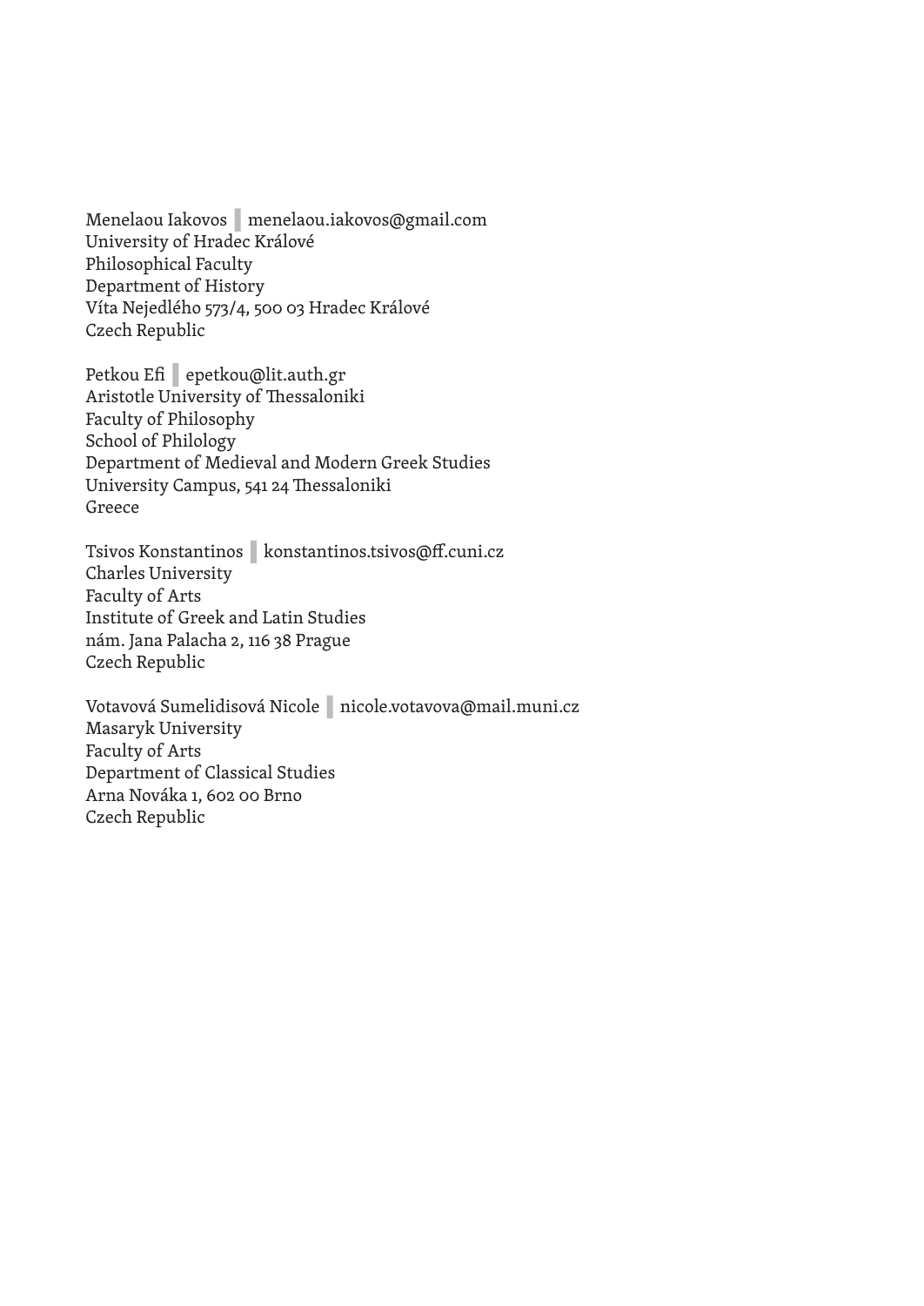Menelaou Iakovos | menelaou.iakovos@gmail.com
University of Hradec Králové
Philosophical Faculty
Department of History
Víta Nejedlého 573/4, 500 03 Hradec Králové
Czech Republic

Petkou Efi | epetkou@lit.auth.gr
Aristotle University of Thessaloniki
Faculty of Philosophy
School of Philology
Department of Medieval and Modern Greek Studies
University Campus, 541 24 Thessaloniki
Greece

Tsivos Konstantinos | konstantinos.tsivos@ff.cuni.cz
Charles University
Faculty of Arts
Institute of Greek and Latin Studies
nám. Jana Palacha 2, 116 38 Prague
Czech Republic

Votavová Sumelidisová Nicole | nicole.votavova@mail.muni.cz
Masaryk University
Faculty of Arts
Department of Classical Studies
Arna Nováka 1, 602 00 Brno
Czech Republic